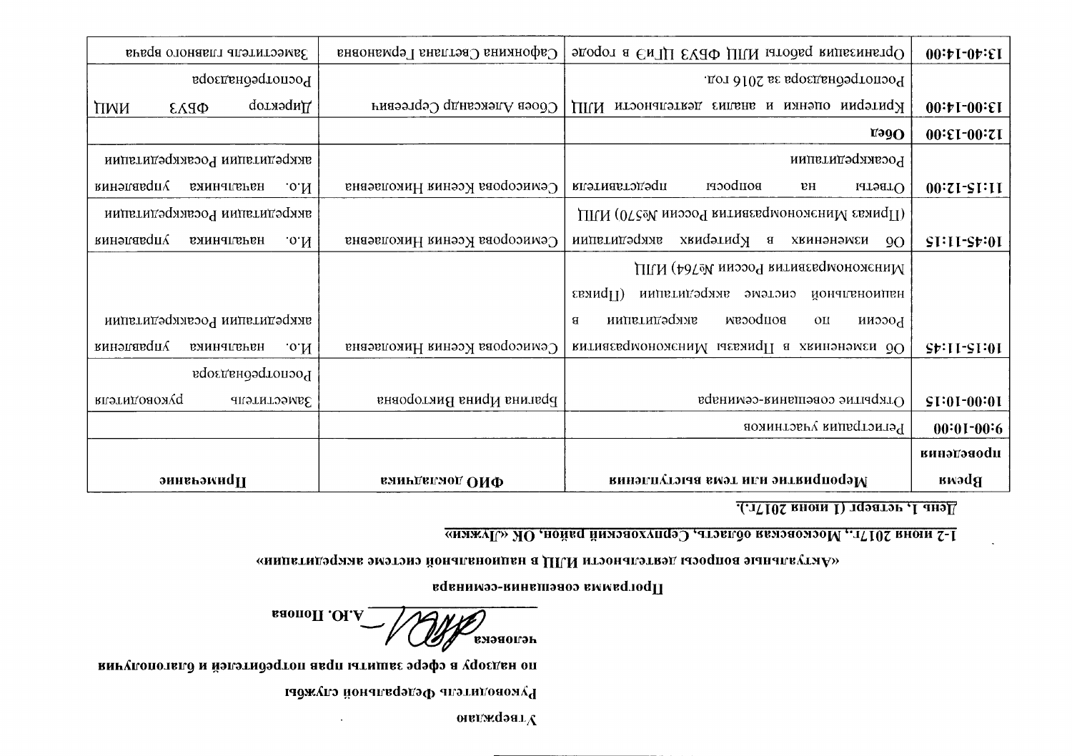Утверждаю

Руководитель Федеральной службы

по надзору в сфере защиты прав потребителей и благополучия

человека _____________ А.Ю. Попова

**Программа совещания-семинара**

**«Актуальные вопросы деятельности ИЛЦ в национальной системе аккредитации»**

**1-2 июня 2017г., Московская область, Серпуховский район, ОК «Лужки»**

**День 1, четверг (1 июня 2017г.).**

| Время проведения | Мероприятие или тема выступления | ФИО докладчика | Примечание |
|---|---|---|---|
| 9:00-10:00 | Регистрация участников | | |
| 10:00-10:15 | Открытие совещания-семинара | Брагина Ирина Викторовна | Заместитель руководителя Роспотребнадзора |
| 10:15-11:45 | Об изменениях в Приказы Минэкономразвития России по вопросам аккредитации в национальной системе аккредитации (Приказ Минэкономразвития России №764) ИЛЦ | Семисорова Ксения Николаевна | И.о. начальника управления аккредитации Росаккредитации |
| 10:45-11:15 | Об изменениях в Критериях аккредитации (Приказ Минэкономразвития России №570) ИЛЦ | Семисорова Ксения Николаевна | И.о. начальника управления аккредитации Росаккредитации |
| 11:15-12:00 | Ответы на вопросы представителя Росаккредитации | Семисорова Ксения Николаевна | И.о. начальника управления аккредитации Росаккредитации |
| 12:00-13:00 | **Обед** | | |
| 13:00-14:00 | Критерии оценки и анализ деятельности ИЛЦ Роспотребнадзора за 2016 год. | Сбоев Александр Сергеевич | Директор ФБУЗ ФЦГиЭ Роспотребнадзора |
| 13:40-14:00 | Организация работы ИЛЦ ФБУЗ ЦГиЭ в городе | Сафонкина Светлана Германовна | Заместитель главного врача |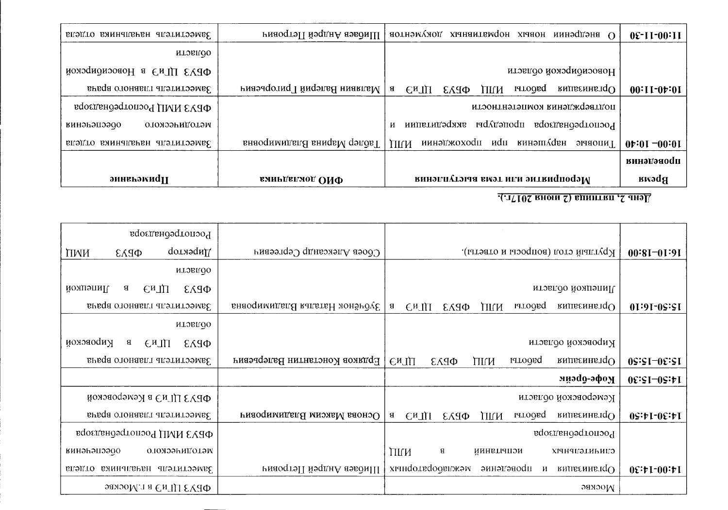| | | | |
|---|---|---|---|
| | Москве | | ФБУЗ ЦГиЭ в г.Москве |
| 14:00-14:30 | Организация и проведение межлабораторных сличительных испытаний в ИЛЦ | Шибаев Андрей Петрович | Заместитель начальника отдела методического обеспечения ФБУЗ ИМЦ Роспотребнадзора |
| 14:30-14:50 | Организация работы ИЛЦ ФБУЗ ЦГиЭ в Кемеровской области | Основа Максим Владимирович | Заместитель главного врача ФБУЗ ЦГиЭ в Кемеровской |
| 14:50-15:30 | **Кофе-брейк** | | |
| 15:30-15:50 | Организация работы ИЛЦ ФБУЗ ЦГиЭ Кировской области | Ердяков Константин Валерьевич | Заместитель главного врача ФБУЗ ЦГиЭ в Кировской области |
| 15:50-16:10 | Организация работы ИЛЦ ФБУЗ ЦГиЭ в Липецкой области | Зубчёнок Наталья Владимировна | Заместитель главного врача ФБУЗ ЦГиЭ в Липецкой области |
| 16:10-18:00 | Круглый стол (вопросы и ответы). | Сбоев Александр Сергеевич | Директор ФБУЗ ИМЦ Роспотребнадзора |

**День 2, пятница (2 июня 2017г.).**

| Время проведения | Мероприятие или тема выступления | ФИО докладчика | Примечание |
|---|---|---|---|
| 10:00- 10:40 | Типовые нарушения при прохождении ИЛЦ Роспотребнадзора процедуры аккредитации и подтверждения компетентности | Табаер Марина Владимировна | Заместитель начальника отдела методического обеспечения ФБУЗ ИМЦ Роспотребнадзора |
| 10:40-11:00 | Организация работы ИЛЦ ФБУЗ ЦГиЭ в Новосибирской области | Малявин Валерий Григорьевич | Заместитель главного врача ФБУЗ ЦГиЭ в Новосибирской области |
| 11:00-11-30 | О внедрении новых нормативных документов | Шибаев Андрей Петрович | Заместитель начальника отдела |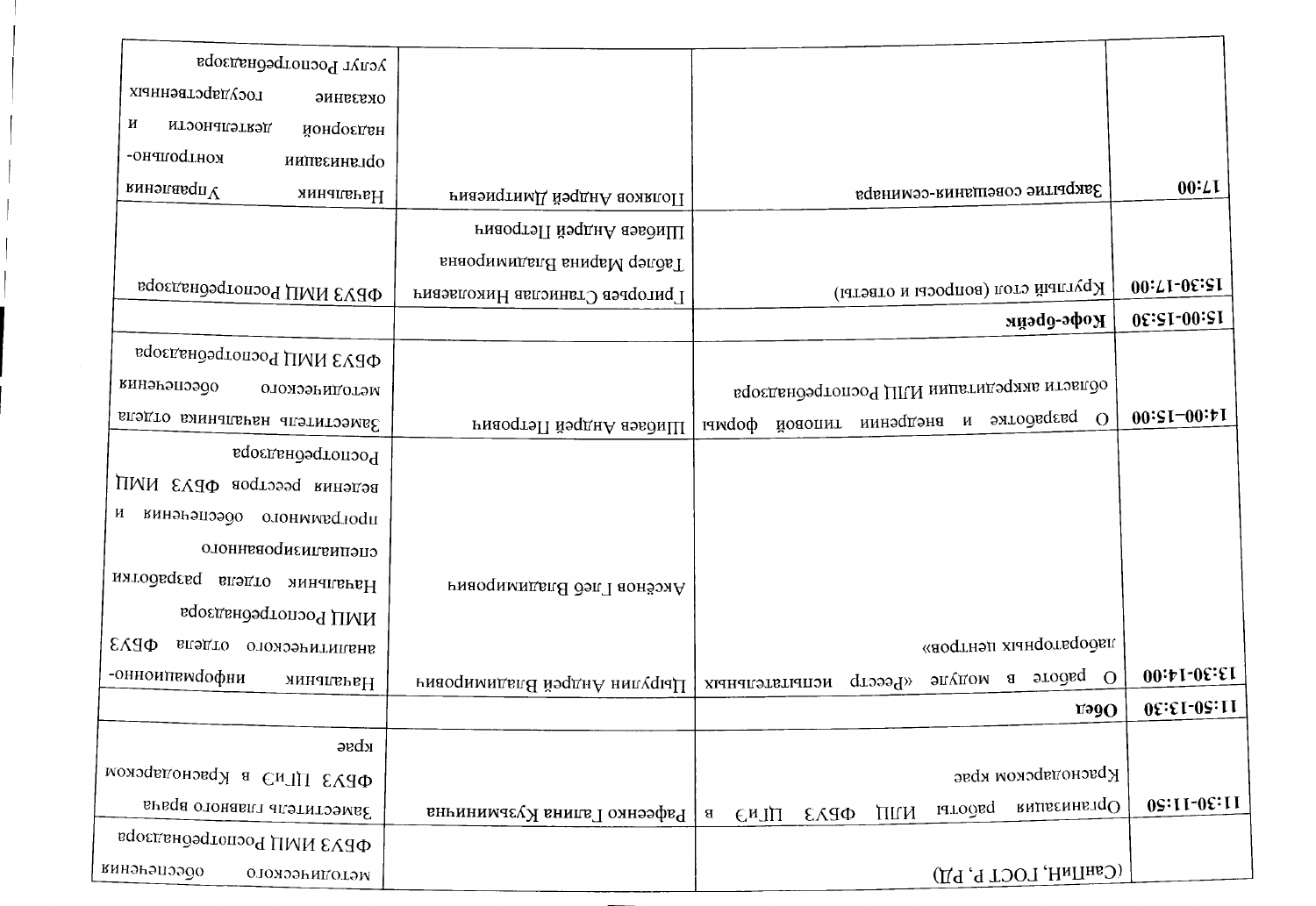| | | | |
|---|---|---|---|
| | (СанПиН, ГОСТ Р, РД) | | методического обеспечения ФБУЗ ИМЦ Роспотребнадзора |
| 11:30-11:50 | Организация работы ИЛЦ ФБУЗ ЦГиЭ в Краснодарском крае | Рафеенко Галина Кузьминична | Заместитель главного врача ФБУЗ ЦГиЭ в Краснодарском крае |
| 11:50-13:30 | **Обед** | | |
| 13:30-14:00 | О работе в модуле «Реестр испытательных лабораторных центров» | Цырулин Андрей Владимирович | Начальник информационно-аналитического отдела ФБУЗ ИМЦ Роспотребнадзора |
| | | Аксёнов Глеб Владимирович | Начальник отдела разработки специализированного программного обеспечения и ведения реестров ФБУЗ ИМЦ Роспотребнадзора |
| 14:00-15:00 | О разработке и внедрении типовой формы области аккредитации ИЛЦ Роспотребнадзора | Шибаев Андрей Петрович | Заместитель начальника отдела методического обеспечения ФБУЗ ИМЦ Роспотребнадзора |
| 15:00-15:30 | **Кофе-брейк** | | |
| 15:30-17:00 | Круглый стол (вопросы и ответы) | Григорьев Станислав Николаевич<br>Таблер Марина Владимировна<br>Шибаев Андрей Петрович | ФБУЗ ИМЦ Роспотребнадзора |
| 17:00 | Закрытие совещания-семинара | Поляков Андрей Дмитриевич | Начальник Управления организации контрольно-надзорной деятельности и оказание государственных услуг Роспотребнадзора |